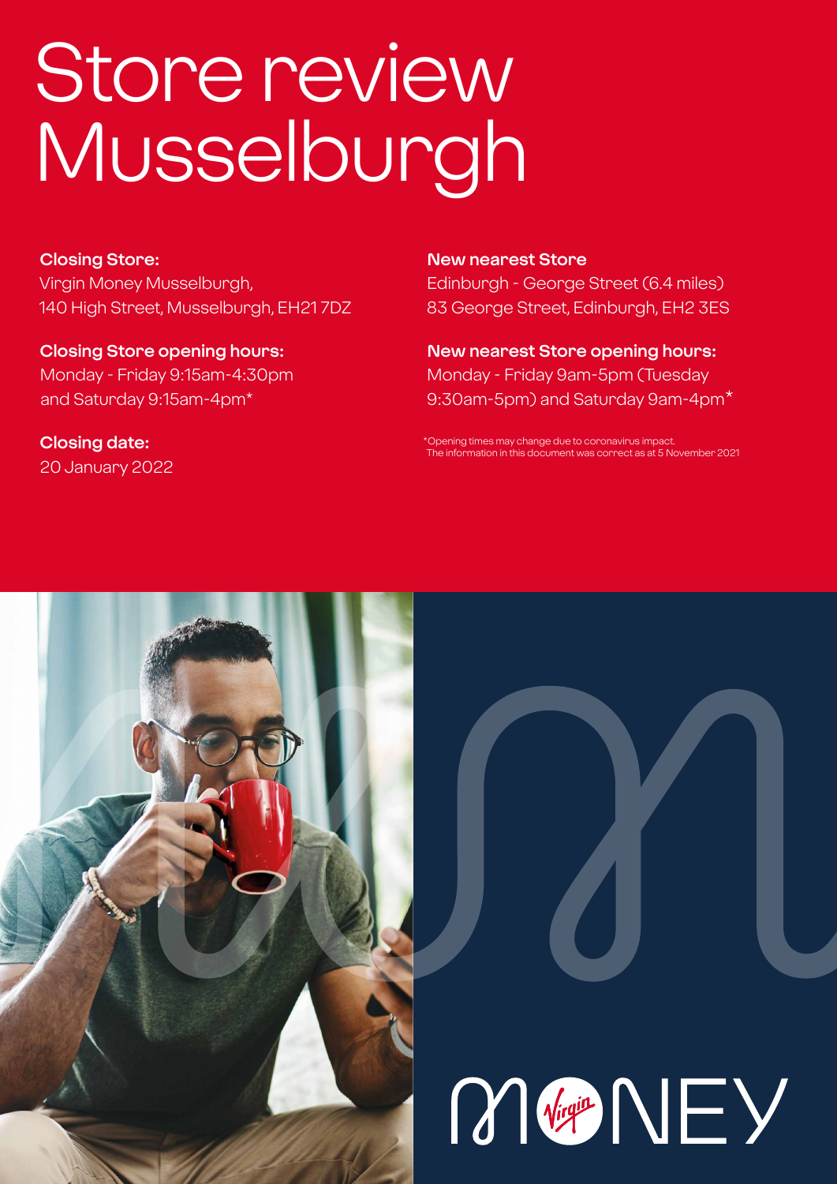# Store review Musselburgh

**Closing Store:**
Virgin Money Musselburgh,
140 High Street, Musselburgh, EH21 7DZ

**Closing Store opening hours:**
Monday - Friday 9:15am-4:30pm
and Saturday 9:15am-4pm*

**Closing date:**
20 January 2022

**New nearest Store**
Edinburgh - George Street (6.4 miles)
83 George Street, Edinburgh, EH2 3ES

**New nearest Store opening hours:**
Monday - Friday 9am-5pm (Tuesday 9:30am-5pm) and Saturday 9am-4pm*

*Opening times may change due to coronavirus impact.
The information in this document was correct as at 5 November 2021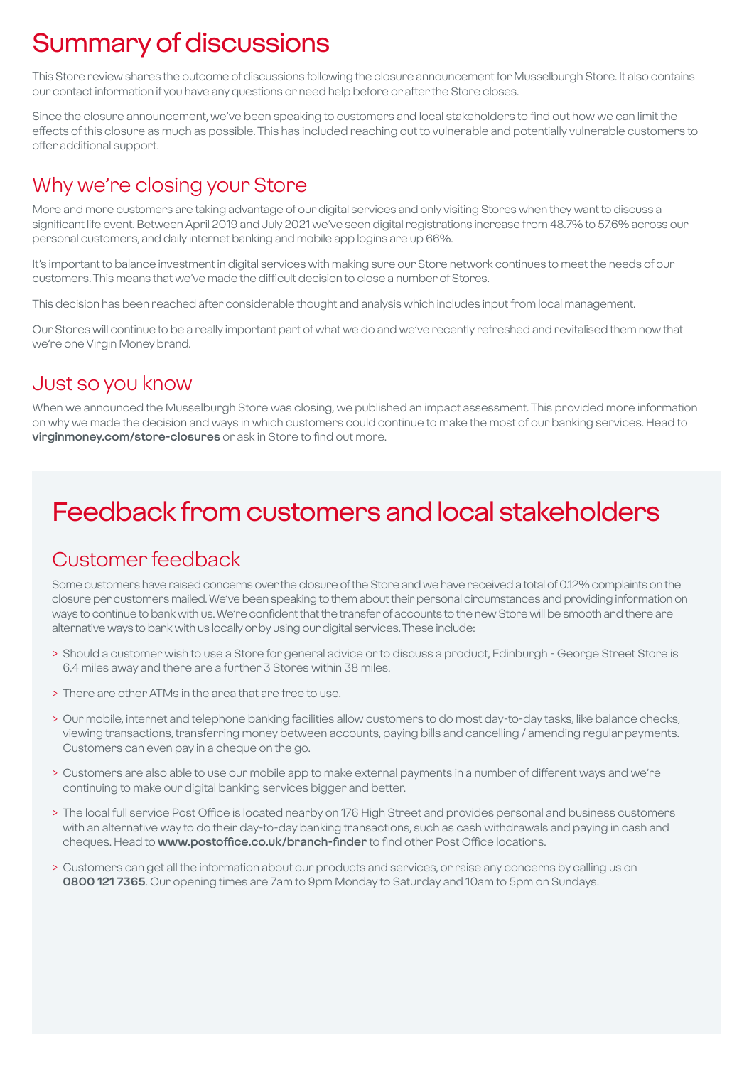# Summary of discussions

This Store review shares the outcome of discussions following the closure announcement for Musselburgh Store. It also contains our contact information if you have any questions or need help before or after the Store closes.

Since the closure announcement, we've been speaking to customers and local stakeholders to find out how we can limit the effects of this closure as much as possible. This has included reaching out to vulnerable and potentially vulnerable customers to offer additional support.

## Why we're closing your Store

More and more customers are taking advantage of our digital services and only visiting Stores when they want to discuss a significant life event. Between April 2019 and July 2021 we've seen digital registrations increase from 48.7% to 57.6% across our personal customers, and daily internet banking and mobile app logins are up 66%.

It's important to balance investment in digital services with making sure our Store network continues to meet the needs of our customers. This means that we've made the difficult decision to close a number of Stores.

This decision has been reached after considerable thought and analysis which includes input from local management.

Our Stores will continue to be a really important part of what we do and we've recently refreshed and revitalised them now that we're one Virgin Money brand.

## Just so you know

When we announced the Musselburgh Store was closing, we published an impact assessment. This provided more information on why we made the decision and ways in which customers could continue to make the most of our banking services. Head to **virginmoney.com/store-closures** or ask in Store to find out more.

# Feedback from customers and local stakeholders

## Customer feedback

Some customers have raised concerns over the closure of the Store and we have received a total of 0.12% complaints on the closure per customers mailed. We've been speaking to them about their personal circumstances and providing information on ways to continue to bank with us. We're confident that the transfer of accounts to the new Store will be smooth and there are alternative ways to bank with us locally or by using our digital services. These include:

> Should a customer wish to use a Store for general advice or to discuss a product, Edinburgh - George Street Store is 6.4 miles away and there are a further 3 Stores within 38 miles.

> There are other ATMs in the area that are free to use.

> Our mobile, internet and telephone banking facilities allow customers to do most day-to-day tasks, like balance checks, viewing transactions, transferring money between accounts, paying bills and cancelling / amending regular payments. Customers can even pay in a cheque on the go.

> Customers are also able to use our mobile app to make external payments in a number of different ways and we're continuing to make our digital banking services bigger and better.

> The local full service Post Office is located nearby on 176 High Street and provides personal and business customers with an alternative way to do their day-to-day banking transactions, such as cash withdrawals and paying in cash and cheques. Head to **www.postoffice.co.uk/branch-finder** to find other Post Office locations.

> Customers can get all the information about our products and services, or raise any concerns by calling us on **0800 121 7365**. Our opening times are 7am to 9pm Monday to Saturday and 10am to 5pm on Sundays.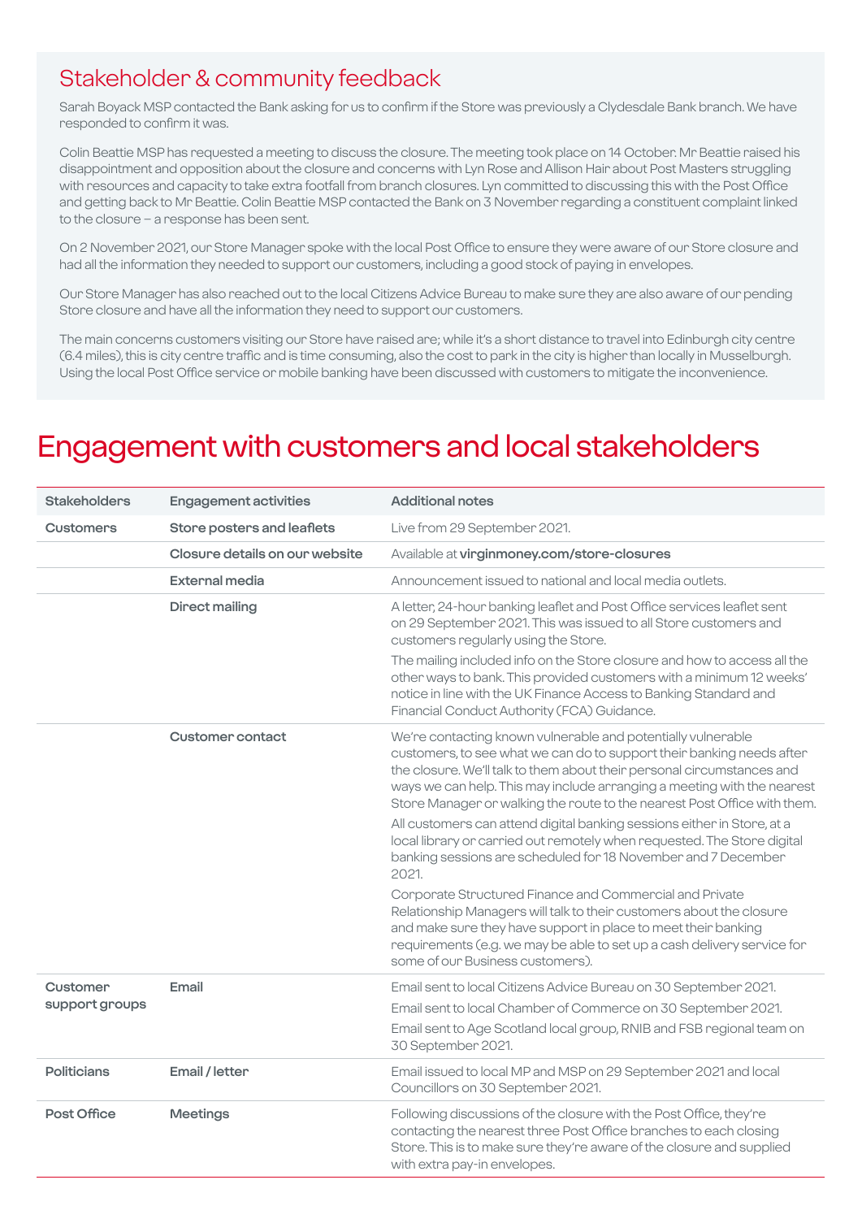## Stakeholder & community feedback

Sarah Boyack MSP contacted the Bank asking for us to confirm if the Store was previously a Clydesdale Bank branch. We have responded to confirm it was.

Colin Beattie MSP has requested a meeting to discuss the closure. The meeting took place on 14 October. Mr Beattie raised his disappointment and opposition about the closure and concerns with Lyn Rose and Allison Hair about Post Masters struggling with resources and capacity to take extra footfall from branch closures. Lyn committed to discussing this with the Post Office and getting back to Mr Beattie. Colin Beattie MSP contacted the Bank on 3 November regarding a constituent complaint linked to the closure – a response has been sent.

On 2 November 2021, our Store Manager spoke with the local Post Office to ensure they were aware of our Store closure and had all the information they needed to support our customers, including a good stock of paying in envelopes.

Our Store Manager has also reached out to the local Citizens Advice Bureau to make sure they are also aware of our pending Store closure and have all the information they need to support our customers.

The main concerns customers visiting our Store have raised are; while it's a short distance to travel into Edinburgh city centre (6.4 miles), this is city centre traffic and is time consuming, also the cost to park in the city is higher than locally in Musselburgh. Using the local Post Office service or mobile banking have been discussed with customers to mitigate the inconvenience.

# Engagement with customers and local stakeholders

| Stakeholders | Engagement activities | Additional notes |
|---|---|---|
| **Customers** | **Store posters and leaflets** | Live from 29 September 2021. |
| | **Closure details on our website** | Available at **virginmoney.com/store-closures** |
| | **External media** | Announcement issued to national and local media outlets. |
| | **Direct mailing** | A letter, 24-hour banking leaflet and Post Office services leaflet sent on 29 September 2021. This was issued to all Store customers and customers regularly using the Store.<br><br>The mailing included info on the Store closure and how to access all the other ways to bank. This provided customers with a minimum 12 weeks' notice in line with the UK Finance Access to Banking Standard and Financial Conduct Authority (FCA) Guidance. |
| | **Customer contact** | We're contacting known vulnerable and potentially vulnerable customers, to see what we can do to support their banking needs after the closure. We'll talk to them about their personal circumstances and ways we can help. This may include arranging a meeting with the nearest Store Manager or walking the route to the nearest Post Office with them.<br><br>All customers can attend digital banking sessions either in Store, at a local library or carried out remotely when requested. The Store digital banking sessions are scheduled for 18 November and 7 December 2021.<br><br>Corporate Structured Finance and Commercial and Private Relationship Managers will talk to their customers about the closure and make sure they have support in place to meet their banking requirements (e.g. we may be able to set up a cash delivery service for some of our Business customers). |
| **Customer support groups** | **Email** | Email sent to local Citizens Advice Bureau on 30 September 2021.<br><br>Email sent to local Chamber of Commerce on 30 September 2021.<br><br>Email sent to Age Scotland local group, RNIB and FSB regional team on 30 September 2021. |
| **Politicians** | **Email / letter** | Email issued to local MP and MSP on 29 September 2021 and local Councillors on 30 September 2021. |
| **Post Office** | **Meetings** | Following discussions of the closure with the Post Office, they're contacting the nearest three Post Office branches to each closing Store. This is to make sure they're aware of the closure and supplied with extra pay-in envelopes. |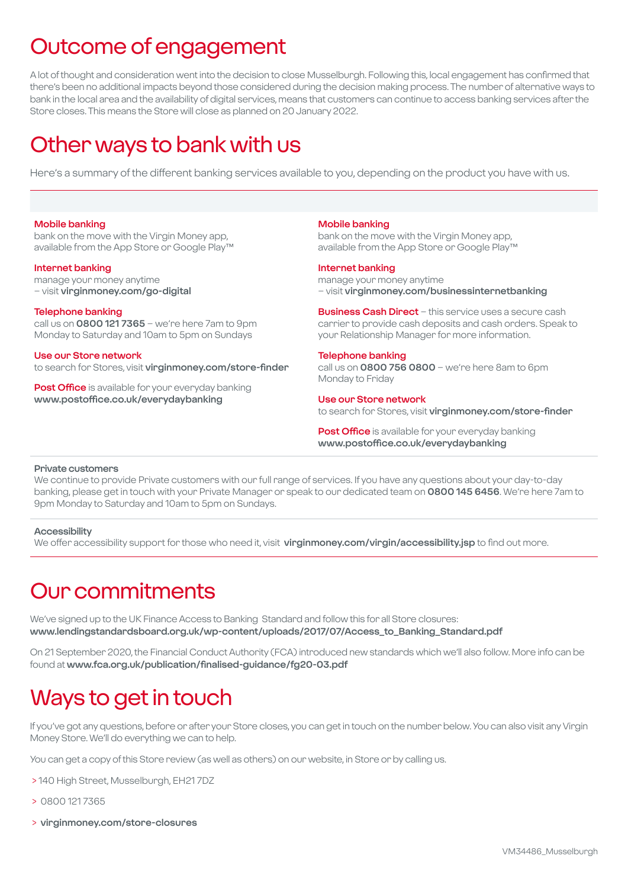# Outcome of engagement

A lot of thought and consideration went into the decision to close Musselburgh. Following this, local engagement has confirmed that there's been no additional impacts beyond those considered during the decision making process. The number of alternative ways to bank in the local area and the availability of digital services, means that customers can continue to access banking services after the Store closes. This means the Store will close as planned on 20 January 2022.

# Other ways to bank with us

Here's a summary of the different banking services available to you, depending on the product you have with us.

**Mobile banking**
bank on the move with the Virgin Money app, available from the App Store or Google Play™

**Internet banking**
manage your money anytime – visit **virginmoney.com/go-digital**

**Telephone banking**
call us on **0800 121 7365** – we're here 7am to 9pm Monday to Saturday and 10am to 5pm on Sundays

**Use our Store network**
to search for Stores, visit **virginmoney.com/store-finder**

**Post Office** is available for your everyday banking **www.postoffice.co.uk/everydaybanking**

**Mobile banking**
bank on the move with the Virgin Money app, available from the App Store or Google Play™

**Internet banking**
manage your money anytime – visit **virginmoney.com/businessinternetbanking**

**Business Cash Direct** – this service uses a secure cash carrier to provide cash deposits and cash orders. Speak to your Relationship Manager for more information.

**Telephone banking**
call us on **0800 756 0800** – we're here 8am to 6pm Monday to Friday

**Use our Store network**
to search for Stores, visit **virginmoney.com/store-finder**

**Post Office** is available for your everyday banking **www.postoffice.co.uk/everydaybanking**

**Private customers**
We continue to provide Private customers with our full range of services. If you have any questions about your day-to-day banking, please get in touch with your Private Manager or speak to our dedicated team on **0800 145 6456**. We're here 7am to 9pm Monday to Saturday and 10am to 5pm on Sundays.

**Accessibility**
We offer accessibility support for those who need it, visit **virginmoney.com/virgin/accessibility.jsp** to find out more.

# Our commitments

We've signed up to the UK Finance Access to Banking Standard and follow this for all Store closures: **www.lendingstandardsboard.org.uk/wp-content/uploads/2017/07/Access_to_Banking_Standard.pdf**

On 21 September 2020, the Financial Conduct Authority (FCA) introduced new standards which we'll also follow. More info can be found at **www.fca.org.uk/publication/finalised-guidance/fg20-03.pdf**

# Ways to get in touch

If you've got any questions, before or after your Store closes, you can get in touch on the number below. You can also visit any Virgin Money Store. We'll do everything we can to help.

You can get a copy of this Store review (as well as others) on our website, in Store or by calling us.

> 140 High Street, Musselburgh, EH21 7DZ

> 0800 121 7365

> **virginmoney.com/store-closures**

VM34486_Musselburgh